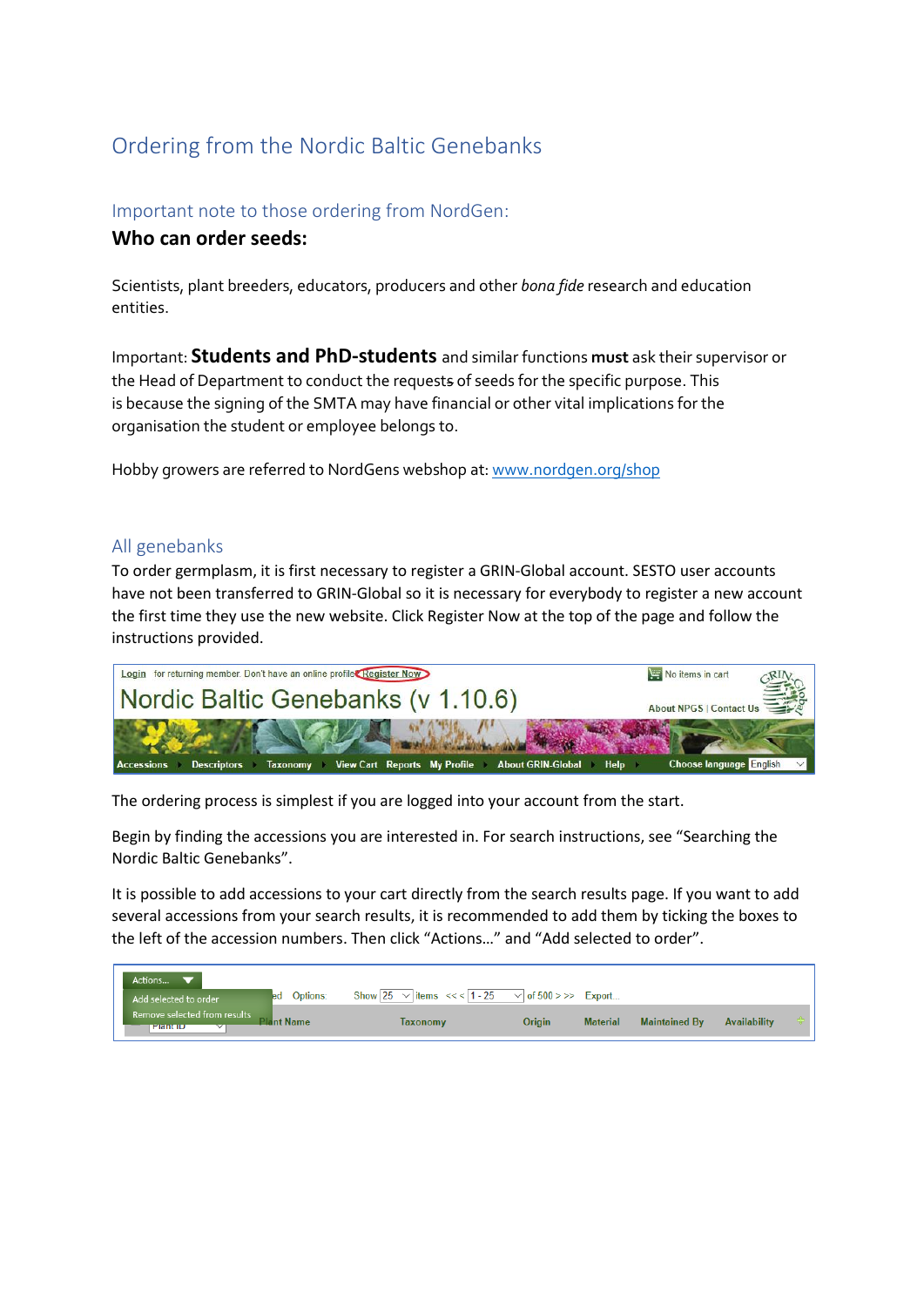# Ordering from the Nordic Baltic Genebanks

## Important note to those ordering from NordGen:

### Who can order seeds:

Scientists, plant breeders, educators, producers and other *bona fide* research and education entities.

Important: **Students and PhD-students** and similar functions **must** ask their supervisor or the Head of Department to conduct the requests of seeds for the specific purpose. This is because the signing of the SMTA may have financial or other vital implications for the organisation the student or employee belongs to.

Hobby growers are referred to NordGens webshop at: www.nordgen.org/shop

## All genebanks

To order germplasm, it is first necessary to register a GRIN-Global account. SESTO user accounts have not been transferred to GRIN-Global so it is necessary for everybody to register a new account the first time they use the new website. Click Register Now at the top of the page and follow the instructions provided.

The ordering process is simplest if you are logged into your account from the start.

Begin by finding the accessions you are interested in. For search instructions, see "Searching the Nordic Baltic Genebanks".

It is possible to add accessions to your cart directly from the search results page. If you want to add several accessions from your search results, it is recommended to add them by ticking the boxes to the left of the accession numbers. Then click "Actions…" and "Add selected to order".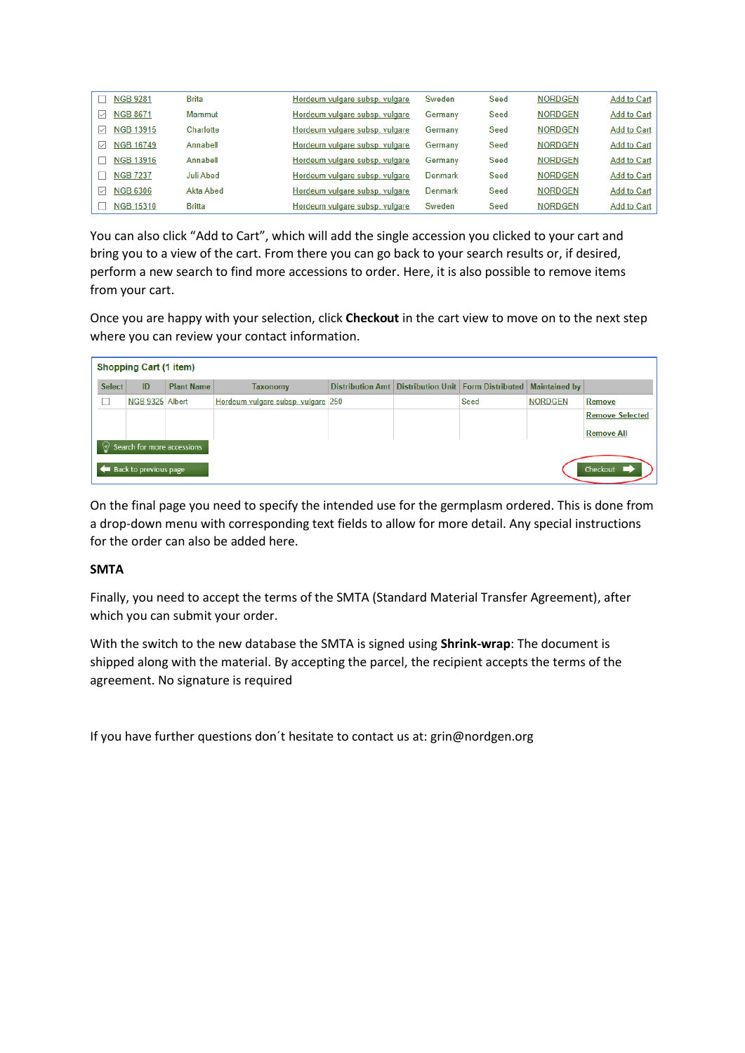| | | | | | | | |
|---|---|---|---|---|---|---|---|
| ☐ | NGB 9281 | Brita | Hordeum vulgare subsp. vulgare | Sweden | Seed | NORDGEN | Add to Cart |
| ☑ | NGB 8671 | Mammut | Hordeum vulgare subsp. vulgare | Germany | Seed | NORDGEN | Add to Cart |
| ☑ | NGB 13915 | Charlotte | Hordeum vulgare subsp. vulgare | Germany | Seed | NORDGEN | Add to Cart |
| ☑ | NGB 16749 | Annabell | Hordeum vulgare subsp. vulgare | Germany | Seed | NORDGEN | Add to Cart |
| ☐ | NGB 13916 | Annabell | Hordeum vulgare subsp. vulgare | Germany | Seed | NORDGEN | Add to Cart |
| ☐ | NGB 7237 | Juli Abed | Hordeum vulgare subsp. vulgare | Denmark | Seed | NORDGEN | Add to Cart |
| ☑ | NGB 6306 | Akta Abed | Hordeum vulgare subsp. vulgare | Denmark | Seed | NORDGEN | Add to Cart |
| ☐ | NGB 15310 | Britta | Hordeum vulgare subsp. vulgare | Sweden | Seed | NORDGEN | Add to Cart |

You can also click "Add to Cart", which will add the single accession you clicked to your cart and bring you to a view of the cart. From there you can go back to your search results or, if desired, perform a new search to find more accessions to order. Here, it is also possible to remove items from your cart.

Once you are happy with your selection, click **Checkout** in the cart view to move on to the next step where you can review your contact information.

**Shopping Cart (1 item)**

| Select | ID | Plant Name | Taxonomy | Distribution Amt | Distribution Unit | Form Distributed | Maintained by | |
|---|---|---|---|---|---|---|---|---|
| ☐ | NGB 9325 | Albert | Hordeum vulgare subsp. vulgare | 250 | | Seed | NORDGEN | Remove |
| | | | | | | | | Remove Selected |
| | | | | | | | | Remove All |

Search for more accessions

Back to previous page

Checkout

On the final page you need to specify the intended use for the germplasm ordered. This is done from a drop-down menu with corresponding text fields to allow for more detail. Any special instructions for the order can also be added here.

**SMTA**

Finally, you need to accept the terms of the SMTA (Standard Material Transfer Agreement), after which you can submit your order.

With the switch to the new database the SMTA is signed using **Shrink-wrap**: The document is shipped along with the material. By accepting the parcel, the recipient accepts the terms of the agreement. No signature is required

If you have further questions don´t hesitate to contact us at: grin@nordgen.org